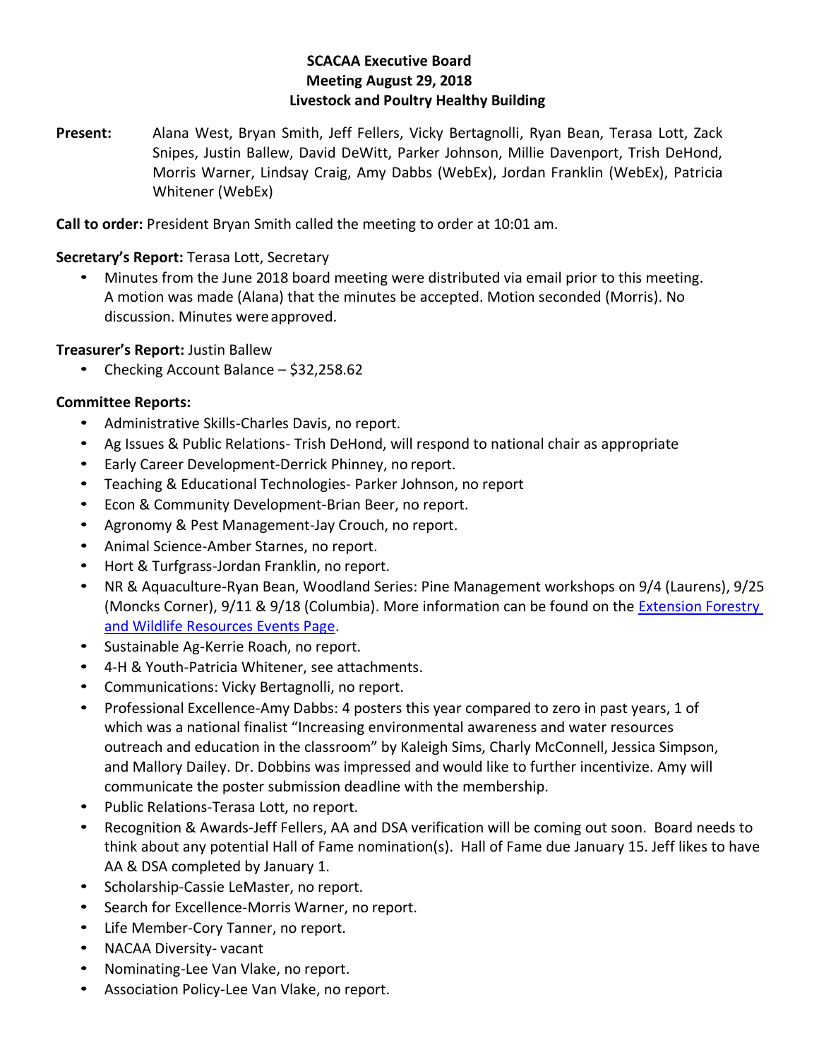**SCACAA Executive Board**
**Meeting August 29, 2018**
**Livestock and Poultry Healthy Building**

**Present:** Alana West, Bryan Smith, Jeff Fellers, Vicky Bertagnolli, Ryan Bean, Terasa Lott, Zack Snipes, Justin Ballew, David DeWitt, Parker Johnson, Millie Davenport, Trish DeHond, Morris Warner, Lindsay Craig, Amy Dabbs (WebEx), Jordan Franklin (WebEx), Patricia Whitener (WebEx)

**Call to order:** President Bryan Smith called the meeting to order at 10:01 am.

**Secretary's Report:** Terasa Lott, Secretary

- Minutes from the June 2018 board meeting were distributed via email prior to this meeting. A motion was made (Alana) that the minutes be accepted. Motion seconded (Morris). No discussion. Minutes were approved.

**Treasurer's Report:** Justin Ballew

- Checking Account Balance – $32,258.62

**Committee Reports:**

- Administrative Skills-Charles Davis, no report.
- Ag Issues & Public Relations- Trish DeHond, will respond to national chair as appropriate
- Early Career Development-Derrick Phinney, no report.
- Teaching & Educational Technologies- Parker Johnson, no report
- Econ & Community Development-Brian Beer, no report.
- Agronomy & Pest Management-Jay Crouch, no report.
- Animal Science-Amber Starnes, no report.
- Hort & Turfgrass-Jordan Franklin, no report.
- NR & Aquaculture-Ryan Bean, Woodland Series: Pine Management workshops on 9/4 (Laurens), 9/25 (Moncks Corner), 9/11 & 9/18 (Columbia). More information can be found on the Extension Forestry and Wildlife Resources Events Page.
- Sustainable Ag-Kerrie Roach, no report.
- 4-H & Youth-Patricia Whitener, see attachments.
- Communications: Vicky Bertagnolli, no report.
- Professional Excellence-Amy Dabbs: 4 posters this year compared to zero in past years, 1 of which was a national finalist "Increasing environmental awareness and water resources outreach and education in the classroom" by Kaleigh Sims, Charly McConnell, Jessica Simpson, and Mallory Dailey. Dr. Dobbins was impressed and would like to further incentivize. Amy will communicate the poster submission deadline with the membership.
- Public Relations-Terasa Lott, no report.
- Recognition & Awards-Jeff Fellers, AA and DSA verification will be coming out soon. Board needs to think about any potential Hall of Fame nomination(s). Hall of Fame due January 15. Jeff likes to have AA & DSA completed by January 1.
- Scholarship-Cassie LeMaster, no report.
- Search for Excellence-Morris Warner, no report.
- Life Member-Cory Tanner, no report.
- NACAA Diversity- vacant
- Nominating-Lee Van Vlake, no report.
- Association Policy-Lee Van Vlake, no report.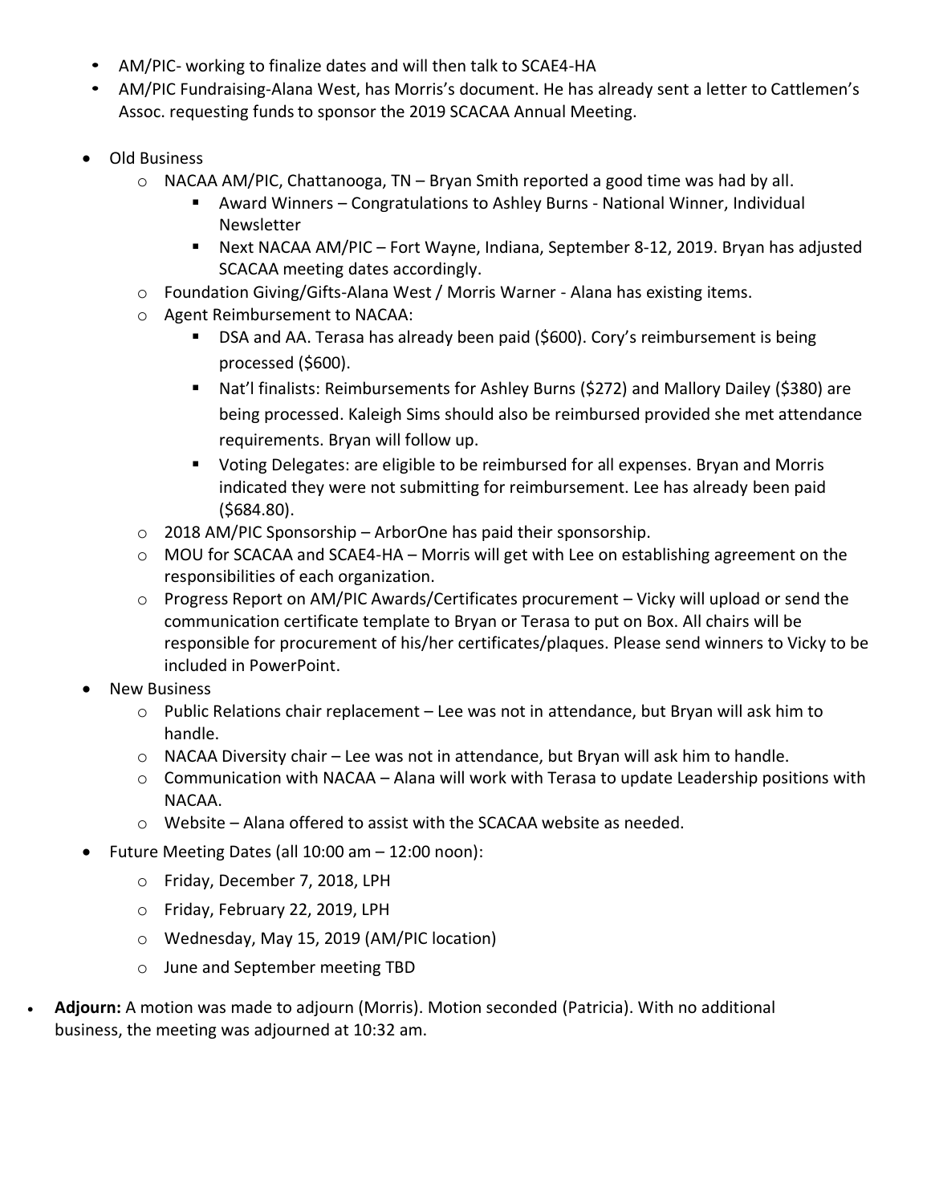- AM/PIC- working to finalize dates and will then talk to SCAE4-HA
- AM/PIC Fundraising-Alana West, has Morris's document. He has already sent a letter to Cattlemen's Assoc. requesting funds to sponsor the 2019 SCACAA Annual Meeting.

- Old Business
  - NACAA AM/PIC, Chattanooga, TN – Bryan Smith reported a good time was had by all.
    - Award Winners – Congratulations to Ashley Burns - National Winner, Individual Newsletter
    - Next NACAA AM/PIC – Fort Wayne, Indiana, September 8-12, 2019. Bryan has adjusted SCACAA meeting dates accordingly.
  - Foundation Giving/Gifts-Alana West / Morris Warner - Alana has existing items.
  - Agent Reimbursement to NACAA:
    - DSA and AA. Terasa has already been paid ($600). Cory's reimbursement is being processed ($600).
    - Nat'l finalists: Reimbursements for Ashley Burns ($272) and Mallory Dailey ($380) are being processed. Kaleigh Sims should also be reimbursed provided she met attendance requirements. Bryan will follow up.
    - Voting Delegates: are eligible to be reimbursed for all expenses. Bryan and Morris indicated they were not submitting for reimbursement. Lee has already been paid ($684.80).
  - 2018 AM/PIC Sponsorship – ArborOne has paid their sponsorship.
  - MOU for SCACAA and SCAE4-HA – Morris will get with Lee on establishing agreement on the responsibilities of each organization.
  - Progress Report on AM/PIC Awards/Certificates procurement – Vicky will upload or send the communication certificate template to Bryan or Terasa to put on Box. All chairs will be responsible for procurement of his/her certificates/plaques. Please send winners to Vicky to be included in PowerPoint.
- New Business
  - Public Relations chair replacement – Lee was not in attendance, but Bryan will ask him to handle.
  - NACAA Diversity chair – Lee was not in attendance, but Bryan will ask him to handle.
  - Communication with NACAA – Alana will work with Terasa to update Leadership positions with NACAA.
  - Website – Alana offered to assist with the SCACAA website as needed.
- Future Meeting Dates (all 10:00 am – 12:00 noon):
  - Friday, December 7, 2018, LPH
  - Friday, February 22, 2019, LPH
  - Wednesday, May 15, 2019 (AM/PIC location)
  - June and September meeting TBD

- **Adjourn:** A motion was made to adjourn (Morris). Motion seconded (Patricia). With no additional business, the meeting was adjourned at 10:32 am.